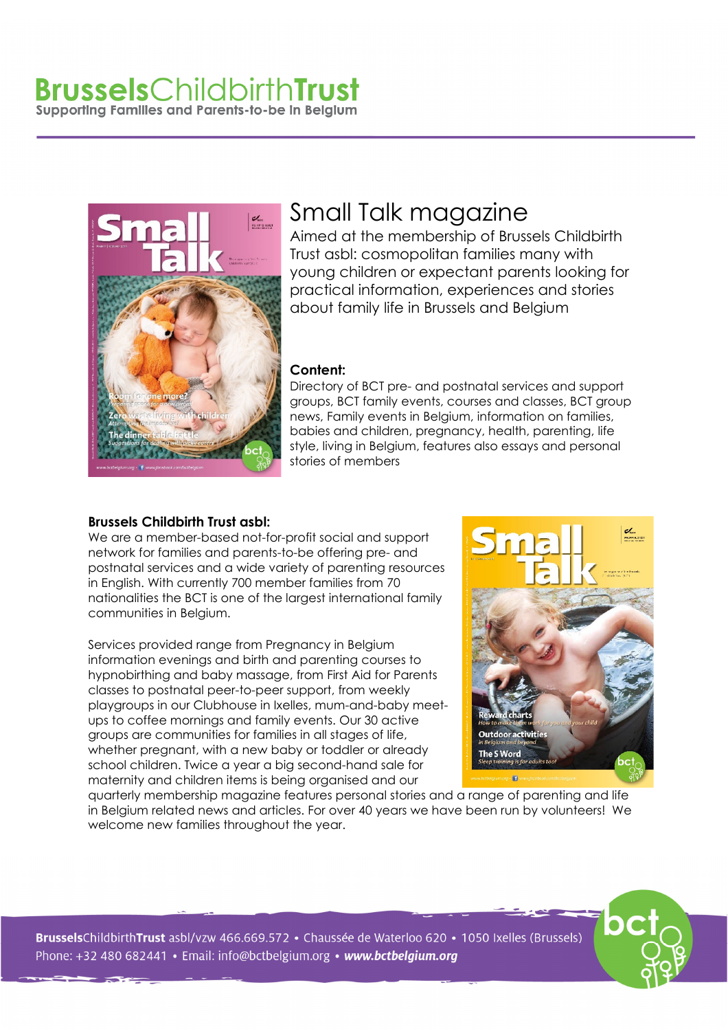# BrusselsChildbirthTrust

**Supporting Families and Parents-to-be in Belgium**

## Small Talk magazine

Aimed at the membership of Brussels Childbirth Trust asbl: cosmopolitan families many with young children or expectant parents looking for practical information, experiences and stories about family life in Brussels and Belgium

**Content:**

Directory of BCT pre- and postnatal services and support groups, BCT family events, courses and classes, BCT group news, Family events in Belgium, information on families, babies and children, pregnancy, health, parenting, life style, living in Belgium, features also essays and personal stories of members

**Brussels Childbirth Trust asbl:**

We are a member-based not-for-profit social and support network for families and parents-to-be offering pre- and postnatal services and a wide variety of parenting resources in English. With currently 700 member families from 70 nationalities the BCT is one of the largest international family communities in Belgium.

Services provided range from Pregnancy in Belgium information evenings and birth and parenting courses to hypnobirthing and baby massage, from First Aid for Parents classes to postnatal peer-to-peer support, from weekly playgroups in our Clubhouse in Ixelles, mum-and-baby meet-ups to coffee mornings and family events. Our 30 active groups are communities for families in all stages of life, whether pregnant, with a new baby or toddler or already school children. Twice a year a big second-hand sale for maternity and children items is being organised and our quarterly membership magazine features personal stories and a range of parenting and life in Belgium related news and articles. For over 40 years we have been run by volunteers! We welcome new families throughout the year.

**Brussels**Childbirth**Trust** asbl/vzw 466.669.572 • Chaussée de Waterloo 620 • 1050 Ixelles (Brussels)
Phone: +32 480 682441 • Email: info@bctbelgium.org • ***www.bctbelgium.org***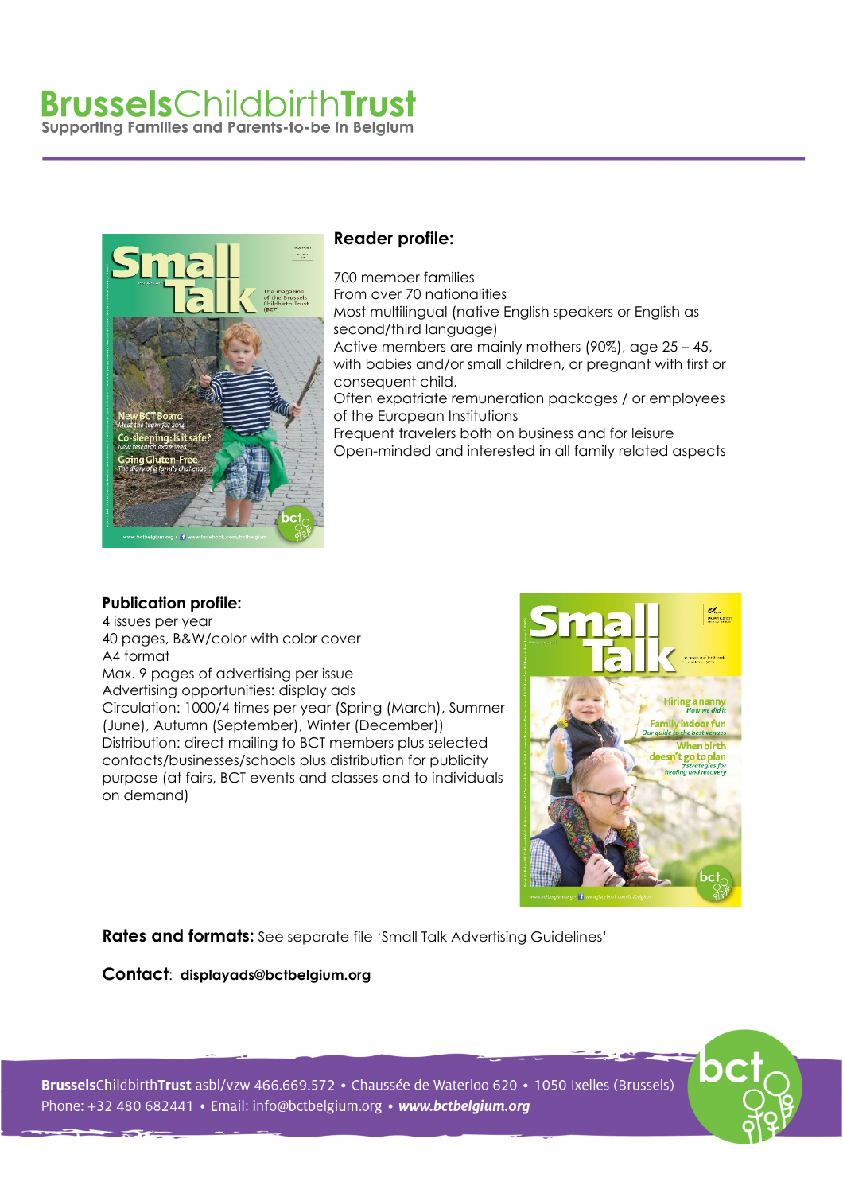# BrusselsChildbirthTrust

Supporting Families and Parents-to-be in Belgium

## Reader profile:

700 member families
From over 70 nationalities
Most multilingual (native English speakers or English as second/third language)
Active members are mainly mothers (90%), age 25 – 45, with babies and/or small children, or pregnant with first or consequent child.
Often expatriate remuneration packages / or employees of the European Institutions
Frequent travelers both on business and for leisure
Open-minded and interested in all family related aspects

**Publication profile:**
4 issues per year
40 pages, B&W/color with color cover
A4 format
Max. 9 pages of advertising per issue
Advertising opportunities: display ads
Circulation: 1000/4 times per year (Spring (March), Summer (June), Autumn (September), Winter (December))
Distribution: direct mailing to BCT members plus selected contacts/businesses/schools plus distribution for publicity purpose (at fairs, BCT events and classes and to individuals on demand)

**Rates and formats:** See separate file 'Small Talk Advertising Guidelines'

**Contact**: **displayads@bctbelgium.org**

**Brussels**Childbirth**Trust** asbl/vzw 466.669.572 • Chaussée de Waterloo 620 • 1050 Ixelles (Brussels)
Phone: +32 480 682441 • Email: info@bctbelgium.org • ***www.bctbelgium.org***